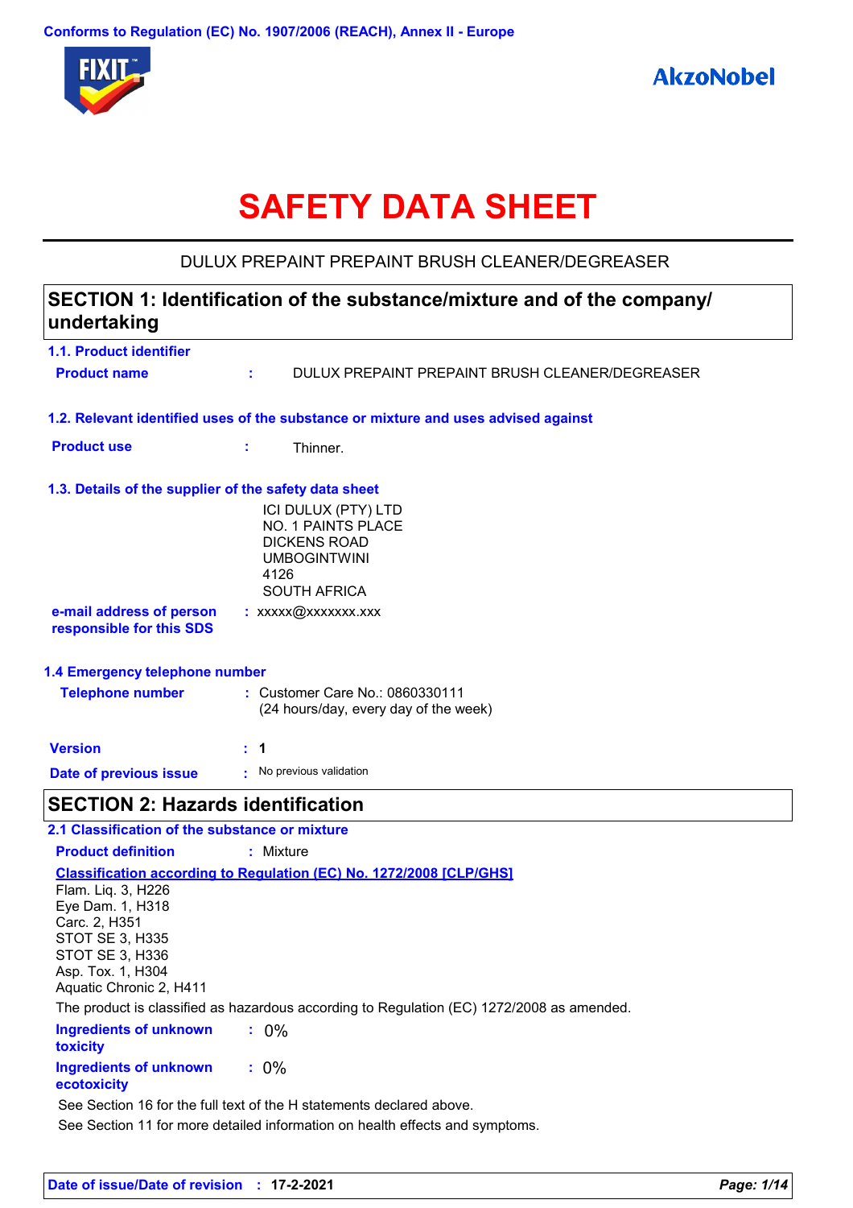Conforms to Regulation (EC) No. 1907/2006 (REACH), Annex II - Europe

# SAFETY DATA SHEET

DULUX PREPAINT PREPAINT BRUSH CLEANER/DEGREASER

## SECTION 1: Identification of the substance/mixture and of the company/undertaking

### 1.1. Product identifier

**Product name** : DULUX PREPAINT PREPAINT BRUSH CLEANER/DEGREASER

### 1.2. Relevant identified uses of the substance or mixture and uses advised against

**Product use** : Thinner.

### 1.3. Details of the supplier of the safety data sheet

ICI DULUX (PTY) LTD
NO. 1 PAINTS PLACE
DICKENS ROAD
UMBOGINTWINI
4126
SOUTH AFRICA

**e-mail address of person responsible for this SDS** : xxxxx@xxxxxxx.xxx

### 1.4 Emergency telephone number

**Telephone number** : Customer Care No.: 0860330111
(24 hours/day, every day of the week)

**Version** : 1

**Date of previous issue** : No previous validation

## SECTION 2: Hazards identification

### 2.1 Classification of the substance or mixture

**Product definition** : Mixture

**Classification according to Regulation (EC) No. 1272/2008 [CLP/GHS]**

Flam. Liq. 3, H226
Eye Dam. 1, H318
Carc. 2, H351
STOT SE 3, H335
STOT SE 3, H336
Asp. Tox. 1, H304
Aquatic Chronic 2, H411

The product is classified as hazardous according to Regulation (EC) 1272/2008 as amended.

**Ingredients of unknown toxicity** : 0%

**Ingredients of unknown ecotoxicity** : 0%

See Section 16 for the full text of the H statements declared above.

See Section 11 for more detailed information on health effects and symptoms.

**Date of issue/Date of revision** : 17-2-2021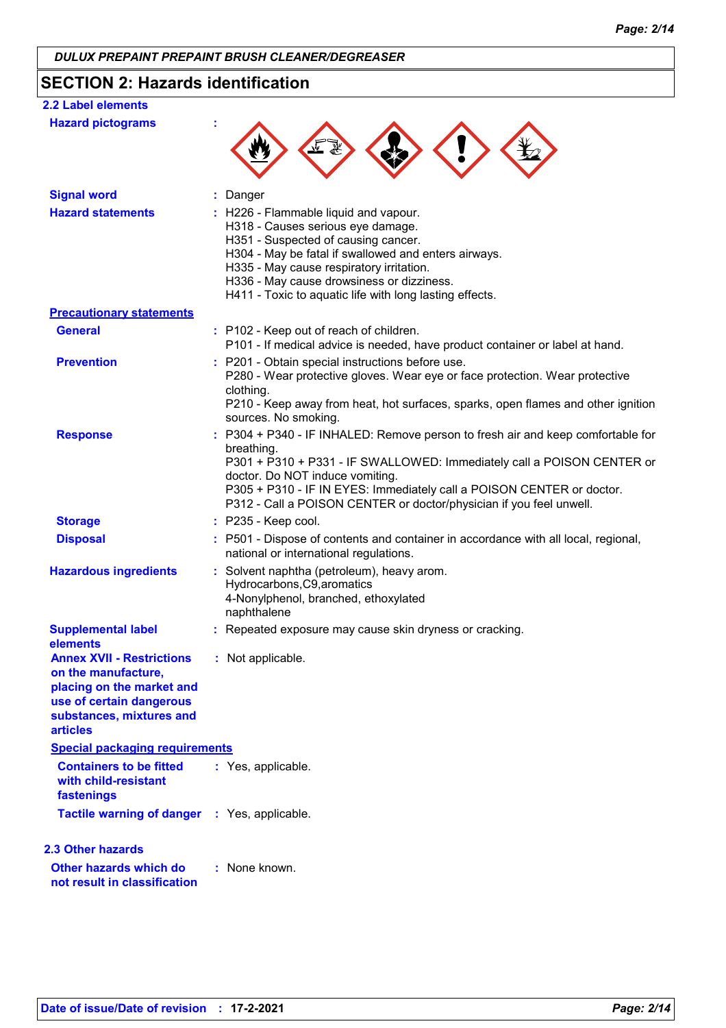## SECTION 2: Hazards identification

### 2.2 Label elements

| | | |
|---|---|---|
| **Hazard pictograms** | : | |
| **Signal word** | : | Danger |
| **Hazard statements** | : | H226 - Flammable liquid and vapour.<br>H318 - Causes serious eye damage.<br>H351 - Suspected of causing cancer.<br>H304 - May be fatal if swallowed and enters airways.<br>H335 - May cause respiratory irritation.<br>H336 - May cause drowsiness or dizziness.<br>H411 - Toxic to aquatic life with long lasting effects. |

**Precautionary statements**

| | | |
|---|---|---|
| **General** | : | P102 - Keep out of reach of children.<br>P101 - If medical advice is needed, have product container or label at hand. |
| **Prevention** | : | P201 - Obtain special instructions before use.<br>P280 - Wear protective gloves. Wear eye or face protection. Wear protective clothing.<br>P210 - Keep away from heat, hot surfaces, sparks, open flames and other ignition sources. No smoking. |
| **Response** | : | P304 + P340 - IF INHALED: Remove person to fresh air and keep comfortable for breathing.<br>P301 + P310 + P331 - IF SWALLOWED: Immediately call a POISON CENTER or doctor. Do NOT induce vomiting.<br>P305 + P310 - IF IN EYES: Immediately call a POISON CENTER or doctor.<br>P312 - Call a POISON CENTER or doctor/physician if you feel unwell. |
| **Storage** | : | P235 - Keep cool. |
| **Disposal** | : | P501 - Dispose of contents and container in accordance with all local, regional, national or international regulations. |
| **Hazardous ingredients** | : | Solvent naphtha (petroleum), heavy arom.<br>Hydrocarbons,C9,aromatics<br>4-Nonylphenol, branched, ethoxylated<br>naphthalene |
| **Supplemental label elements** | : | Repeated exposure may cause skin dryness or cracking. |
| **Annex XVII - Restrictions on the manufacture, placing on the market and use of certain dangerous substances, mixtures and articles** | : | Not applicable. |

**Special packaging requirements**

| | | |
|---|---|---|
| **Containers to be fitted with child-resistant fastenings** | : | Yes, applicable. |
| **Tactile warning of danger** | : | Yes, applicable. |

### 2.3 Other hazards

| | | |
|---|---|---|
| **Other hazards which do not result in classification** | : | None known. |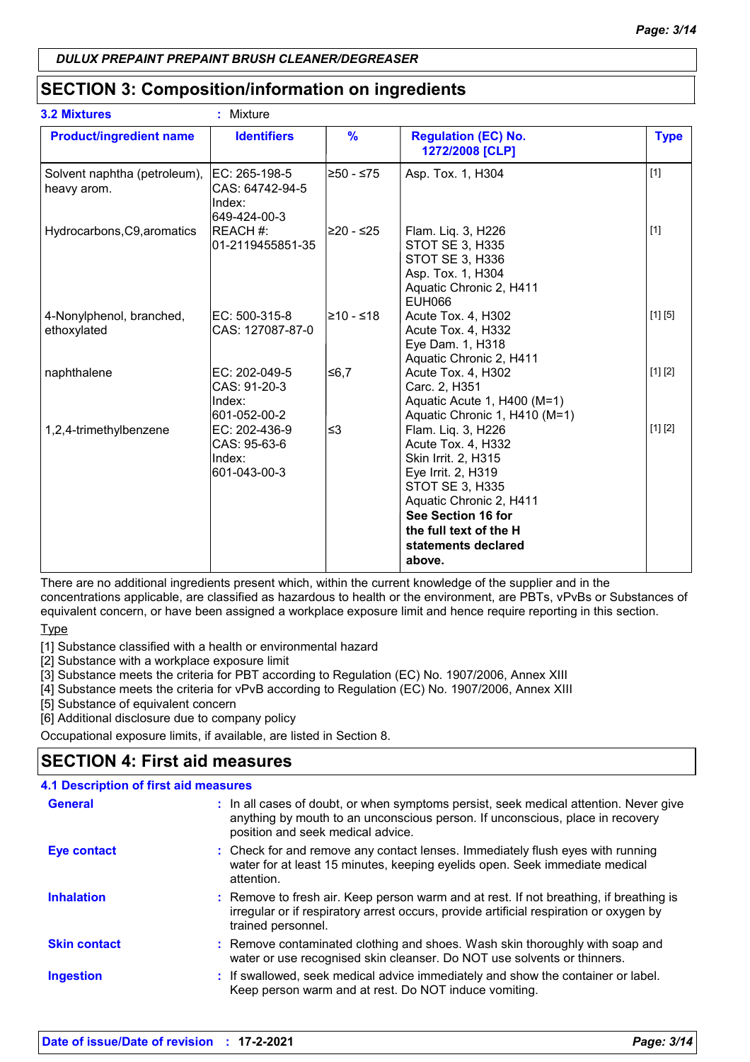DULUX PREPAINT PREPAINT BRUSH CLEANER/DEGREASER

## SECTION 3: Composition/information on ingredients

**3.2 Mixtures** : Mixture

| Product/ingredient name | Identifiers | % | Regulation (EC) No. 1272/2008 [CLP] | Type |
|---|---|---|---|---|
| Solvent naphtha (petroleum), heavy arom. | EC: 265-198-5<br>CAS: 64742-94-5<br>Index: 649-424-00-3 | ≥50 - ≤75 | Asp. Tox. 1, H304 | [1] |
| Hydrocarbons,C9,aromatics | REACH #: 01-2119455851-35 | ≥20 - ≤25 | Flam. Liq. 3, H226<br>STOT SE 3, H335<br>STOT SE 3, H336<br>Asp. Tox. 1, H304<br>Aquatic Chronic 2, H411<br>EUH066 | [1] |
| 4-Nonylphenol, branched, ethoxylated | EC: 500-315-8<br>CAS: 127087-87-0 | ≥10 - ≤18 | Acute Tox. 4, H302<br>Acute Tox. 4, H332<br>Eye Dam. 1, H318<br>Aquatic Chronic 2, H411 | [1] [5] |
| naphthalene | EC: 202-049-5<br>CAS: 91-20-3<br>Index: 601-052-00-2 | ≤6,7 | Acute Tox. 4, H302<br>Carc. 2, H351<br>Aquatic Acute 1, H400 (M=1)<br>Aquatic Chronic 1, H410 (M=1) | [1] [2] |
| 1,2,4-trimethylbenzene | EC: 202-436-9<br>CAS: 95-63-6<br>Index: 601-043-00-3 | ≤3 | Flam. Liq. 3, H226<br>Acute Tox. 4, H332<br>Skin Irrit. 2, H315<br>Eye Irrit. 2, H319<br>STOT SE 3, H335<br>Aquatic Chronic 2, H411<br>**See Section 16 for the full text of the H statements declared above.** | [1] [2] |

There are no additional ingredients present which, within the current knowledge of the supplier and in the concentrations applicable, are classified as hazardous to health or the environment, are PBTs, vPvBs or Substances of equivalent concern, or have been assigned a workplace exposure limit and hence require reporting in this section.

Type

[1] Substance classified with a health or environmental hazard
[2] Substance with a workplace exposure limit
[3] Substance meets the criteria for PBT according to Regulation (EC) No. 1907/2006, Annex XIII
[4] Substance meets the criteria for vPvB according to Regulation (EC) No. 1907/2006, Annex XIII
[5] Substance of equivalent concern
[6] Additional disclosure due to company policy

Occupational exposure limits, if available, are listed in Section 8.

## SECTION 4: First aid measures

### 4.1 Description of first aid measures

**General** : In all cases of doubt, or when symptoms persist, seek medical attention. Never give anything by mouth to an unconscious person. If unconscious, place in recovery position and seek medical advice.

**Eye contact** : Check for and remove any contact lenses. Immediately flush eyes with running water for at least 15 minutes, keeping eyelids open. Seek immediate medical attention.

**Inhalation** : Remove to fresh air. Keep person warm and at rest. If not breathing, if breathing is irregular or if respiratory arrest occurs, provide artificial respiration or oxygen by trained personnel.

**Skin contact** : Remove contaminated clothing and shoes. Wash skin thoroughly with soap and water or use recognised skin cleanser. Do NOT use solvents or thinners.

**Ingestion** : If swallowed, seek medical advice immediately and show the container or label. Keep person warm and at rest. Do NOT induce vomiting.

**Date of issue/Date of revision** : **17-2-2021**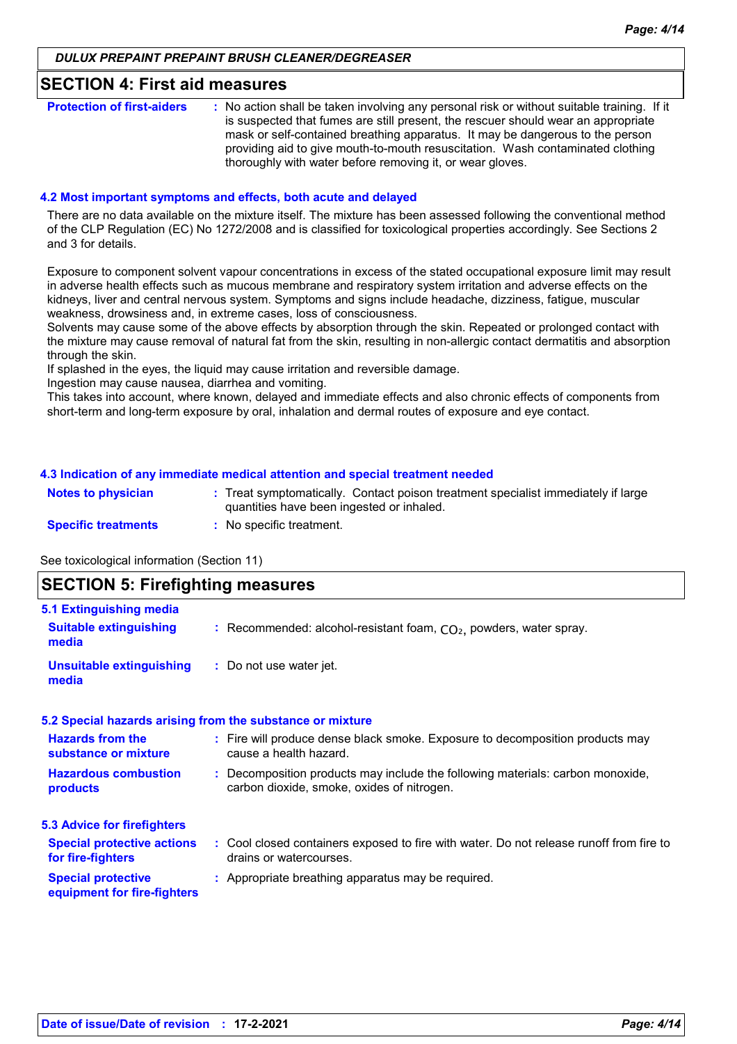## SECTION 4: First aid measures

| | |
|---|---|
| **Protection of first-aiders** | : No action shall be taken involving any personal risk or without suitable training. If it is suspected that fumes are still present, the rescuer should wear an appropriate mask or self-contained breathing apparatus. It may be dangerous to the person providing aid to give mouth-to-mouth resuscitation. Wash contaminated clothing thoroughly with water before removing it, or wear gloves. |

### 4.2 Most important symptoms and effects, both acute and delayed

There are no data available on the mixture itself. The mixture has been assessed following the conventional method of the CLP Regulation (EC) No 1272/2008 and is classified for toxicological properties accordingly. See Sections 2 and 3 for details.

Exposure to component solvent vapour concentrations in excess of the stated occupational exposure limit may result in adverse health effects such as mucous membrane and respiratory system irritation and adverse effects on the kidneys, liver and central nervous system. Symptoms and signs include headache, dizziness, fatigue, muscular weakness, drowsiness and, in extreme cases, loss of consciousness.
Solvents may cause some of the above effects by absorption through the skin. Repeated or prolonged contact with the mixture may cause removal of natural fat from the skin, resulting in non-allergic contact dermatitis and absorption through the skin.
If splashed in the eyes, the liquid may cause irritation and reversible damage.
Ingestion may cause nausea, diarrhea and vomiting.
This takes into account, where known, delayed and immediate effects and also chronic effects of components from short-term and long-term exposure by oral, inhalation and dermal routes of exposure and eye contact.

### 4.3 Indication of any immediate medical attention and special treatment needed

| | |
|---|---|
| **Notes to physician** | : Treat symptomatically. Contact poison treatment specialist immediately if large quantities have been ingested or inhaled. |
| **Specific treatments** | : No specific treatment. |

See toxicological information (Section 11)

## SECTION 5: Firefighting measures

### 5.1 Extinguishing media

| | |
|---|---|
| **Suitable extinguishing media** | : Recommended: alcohol-resistant foam, $CO_2$, powders, water spray. |
| **Unsuitable extinguishing media** | : Do not use water jet. |

### 5.2 Special hazards arising from the substance or mixture

| | |
|---|---|
| **Hazards from the substance or mixture** | : Fire will produce dense black smoke. Exposure to decomposition products may cause a health hazard. |
| **Hazardous combustion products** | : Decomposition products may include the following materials: carbon monoxide, carbon dioxide, smoke, oxides of nitrogen. |

### 5.3 Advice for firefighters

| | |
|---|---|
| **Special protective actions for fire-fighters** | : Cool closed containers exposed to fire with water. Do not release runoff from fire to drains or watercourses. |
| **Special protective equipment for fire-fighters** | : Appropriate breathing apparatus may be required. |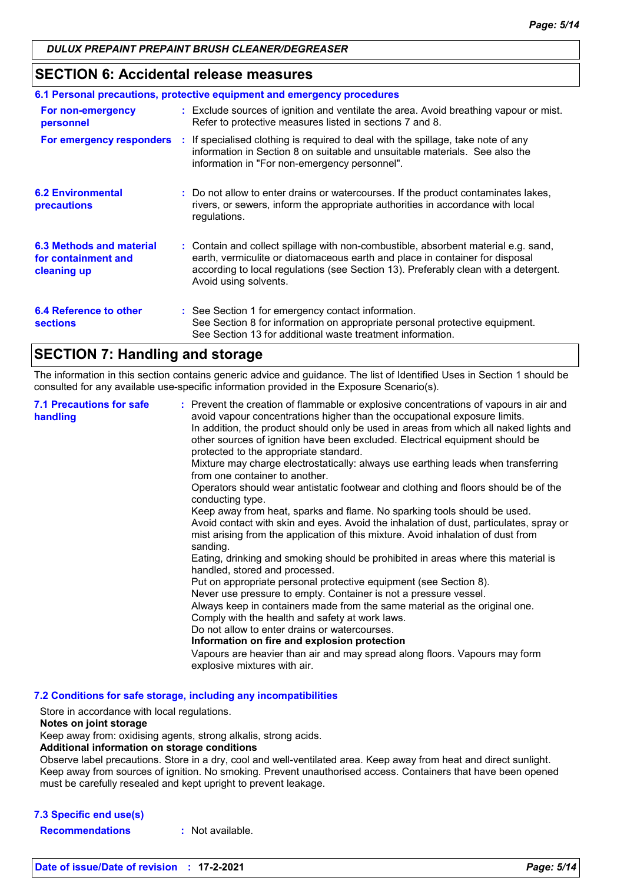## SECTION 6: Accidental release measures

### 6.1 Personal precautions, protective equipment and emergency procedures

**For non-emergency personnel** : Exclude sources of ignition and ventilate the area. Avoid breathing vapour or mist. Refer to protective measures listed in sections 7 and 8.

**For emergency responders** : If specialised clothing is required to deal with the spillage, take note of any information in Section 8 on suitable and unsuitable materials. See also the information in "For non-emergency personnel".

**6.2 Environmental precautions** : Do not allow to enter drains or watercourses. If the product contaminates lakes, rivers, or sewers, inform the appropriate authorities in accordance with local regulations.

**6.3 Methods and material for containment and cleaning up** : Contain and collect spillage with non-combustible, absorbent material e.g. sand, earth, vermiculite or diatomaceous earth and place in container for disposal according to local regulations (see Section 13). Preferably clean with a detergent. Avoid using solvents.

**6.4 Reference to other sections** : See Section 1 for emergency contact information.
See Section 8 for information on appropriate personal protective equipment.
See Section 13 for additional waste treatment information.

## SECTION 7: Handling and storage

The information in this section contains generic advice and guidance. The list of Identified Uses in Section 1 should be consulted for any available use-specific information provided in the Exposure Scenario(s).

**7.1 Precautions for safe handling** : Prevent the creation of flammable or explosive concentrations of vapours in air and avoid vapour concentrations higher than the occupational exposure limits.
In addition, the product should only be used in areas from which all naked lights and other sources of ignition have been excluded. Electrical equipment should be protected to the appropriate standard.
Mixture may charge electrostatically: always use earthing leads when transferring from one container to another.
Operators should wear antistatic footwear and clothing and floors should be of the conducting type.
Keep away from heat, sparks and flame. No sparking tools should be used.
Avoid contact with skin and eyes. Avoid the inhalation of dust, particulates, spray or mist arising from the application of this mixture. Avoid inhalation of dust from sanding.
Eating, drinking and smoking should be prohibited in areas where this material is handled, stored and processed.
Put on appropriate personal protective equipment (see Section 8).
Never use pressure to empty. Container is not a pressure vessel.
Always keep in containers made from the same material as the original one.
Comply with the health and safety at work laws.
Do not allow to enter drains or watercourses.
**Information on fire and explosion protection**
Vapours are heavier than air and may spread along floors. Vapours may form explosive mixtures with air.

### 7.2 Conditions for safe storage, including any incompatibilities

Store in accordance with local regulations.
**Notes on joint storage**
Keep away from: oxidising agents, strong alkalis, strong acids.
**Additional information on storage conditions**
Observe label precautions. Store in a dry, cool and well-ventilated area. Keep away from heat and direct sunlight. Keep away from sources of ignition. No smoking. Prevent unauthorised access. Containers that have been opened must be carefully resealed and kept upright to prevent leakage.

### 7.3 Specific end use(s)

**Recommendations** : Not available.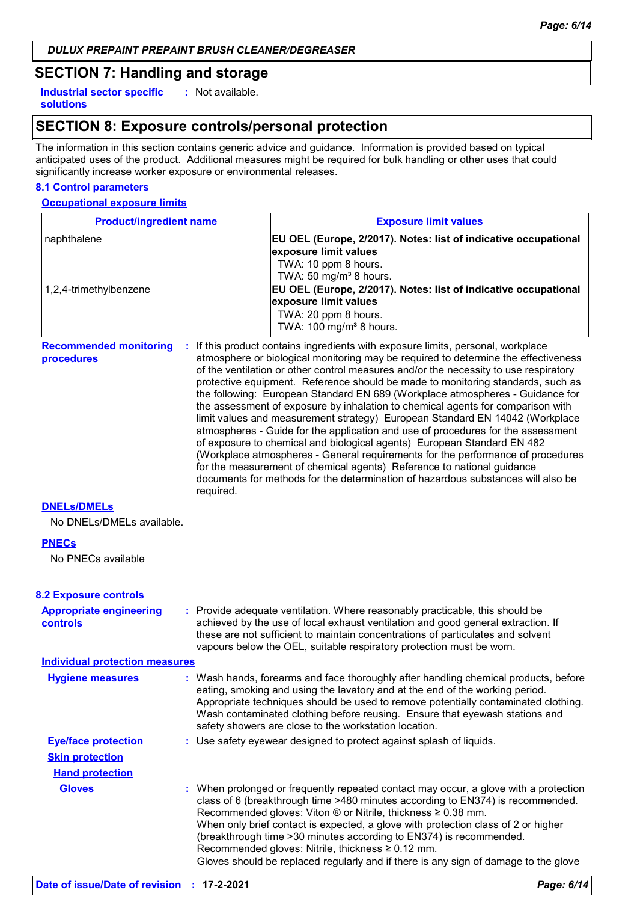DULUX PREPAINT PREPAINT BRUSH CLEANER/DEGREASER

## SECTION 7: Handling and storage

**Industrial sector specific solutions** : Not available.

## SECTION 8: Exposure controls/personal protection

The information in this section contains generic advice and guidance. Information is provided based on typical anticipated uses of the product. Additional measures might be required for bulk handling or other uses that could significantly increase worker exposure or environmental releases.

### 8.1 Control parameters

**Occupational exposure limits**

| Product/ingredient name | Exposure limit values |
|---|---|
| naphthalene | **EU OEL (Europe, 2/2017). Notes: list of indicative occupational exposure limit values**<br>TWA: 10 ppm 8 hours.<br>TWA: 50 mg/m³ 8 hours. |
| 1,2,4-trimethylbenzene | **EU OEL (Europe, 2/2017). Notes: list of indicative occupational exposure limit values**<br>TWA: 20 ppm 8 hours.<br>TWA: 100 mg/m³ 8 hours. |

**Recommended monitoring procedures** : If this product contains ingredients with exposure limits, personal, workplace atmosphere or biological monitoring may be required to determine the effectiveness of the ventilation or other control measures and/or the necessity to use respiratory protective equipment. Reference should be made to monitoring standards, such as the following: European Standard EN 689 (Workplace atmospheres - Guidance for the assessment of exposure by inhalation to chemical agents for comparison with limit values and measurement strategy) European Standard EN 14042 (Workplace atmospheres - Guide for the application and use of procedures for the assessment of exposure to chemical and biological agents) European Standard EN 482 (Workplace atmospheres - General requirements for the performance of procedures for the measurement of chemical agents) Reference to national guidance documents for methods for the determination of hazardous substances will also be required.

**DNELs/DMELs**

No DNELs/DMELs available.

**PNECs**

No PNECs available

### 8.2 Exposure controls

**Appropriate engineering controls** : Provide adequate ventilation. Where reasonably practicable, this should be achieved by the use of local exhaust ventilation and good general extraction. If these are not sufficient to maintain concentrations of particulates and solvent vapours below the OEL, suitable respiratory protection must be worn.

**Individual protection measures**

**Hygiene measures** : Wash hands, forearms and face thoroughly after handling chemical products, before eating, smoking and using the lavatory and at the end of the working period. Appropriate techniques should be used to remove potentially contaminated clothing. Wash contaminated clothing before reusing. Ensure that eyewash stations and safety showers are close to the workstation location.

**Eye/face protection** : Use safety eyewear designed to protect against splash of liquids.

**Skin protection**

**Hand protection**

**Gloves** : When prolonged or frequently repeated contact may occur, a glove with a protection class of 6 (breakthrough time >480 minutes according to EN374) is recommended. Recommended gloves: Viton ® or Nitrile, thickness ≥ 0.38 mm.
When only brief contact is expected, a glove with protection class of 2 or higher (breakthrough time >30 minutes according to EN374) is recommended.
Recommended gloves: Nitrile, thickness ≥ 0.12 mm.
Gloves should be replaced regularly and if there is any sign of damage to the glove

**Date of issue/Date of revision** : **17-2-2021**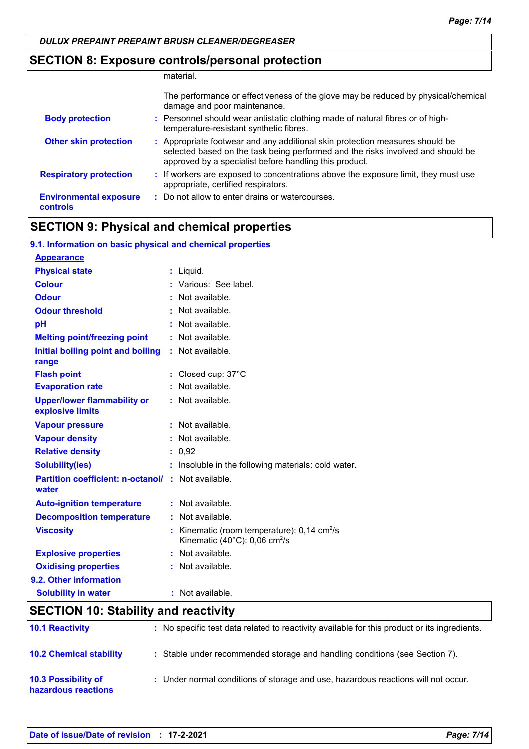## SECTION 8: Exposure controls/personal protection

material.

The performance or effectiveness of the glove may be reduced by physical/chemical damage and poor maintenance.

| | | |
|---|---|---|
| **Body protection** | : | Personnel should wear antistatic clothing made of natural fibres or of high-temperature-resistant synthetic fibres. |
| **Other skin protection** | : | Appropriate footwear and any additional skin protection measures should be selected based on the task being performed and the risks involved and should be approved by a specialist before handling this product. |
| **Respiratory protection** | : | If workers are exposed to concentrations above the exposure limit, they must use appropriate, certified respirators. |
| **Environmental exposure controls** | : | Do not allow to enter drains or watercourses. |

## SECTION 9: Physical and chemical properties

### 9.1. Information on basic physical and chemical properties

**Appearance**

| | | |
|---|---|---|
| **Physical state** | : | Liquid. |
| **Colour** | : | Various: See label. |
| **Odour** | : | Not available. |
| **Odour threshold** | : | Not available. |
| **pH** | : | Not available. |
| **Melting point/freezing point** | : | Not available. |
| **Initial boiling point and boiling range** | : | Not available. |
| **Flash point** | : | Closed cup: 37°C |
| **Evaporation rate** | : | Not available. |
| **Upper/lower flammability or explosive limits** | : | Not available. |
| **Vapour pressure** | : | Not available. |
| **Vapour density** | : | Not available. |
| **Relative density** | : | 0,92 |
| **Solubility(ies)** | : | Insoluble in the following materials: cold water. |
| **Partition coefficient: n-octanol/ water** | : | Not available. |
| **Auto-ignition temperature** | : | Not available. |
| **Decomposition temperature** | : | Not available. |
| **Viscosity** | : | Kinematic (room temperature): 0,14 $cm^2/s$<br>Kinematic (40°C): 0,06 $cm^2/s$ |
| **Explosive properties** | : | Not available. |
| **Oxidising properties** | : | Not available. |

### 9.2. Other information

| | | |
|---|---|---|
| **Solubility in water** | : | Not available. |

## SECTION 10: Stability and reactivity

| | | |
|---|---|---|
| **10.1 Reactivity** | : | No specific test data related to reactivity available for this product or its ingredients. |
| **10.2 Chemical stability** | : | Stable under recommended storage and handling conditions (see Section 7). |
| **10.3 Possibility of hazardous reactions** | : | Under normal conditions of storage and use, hazardous reactions will not occur. |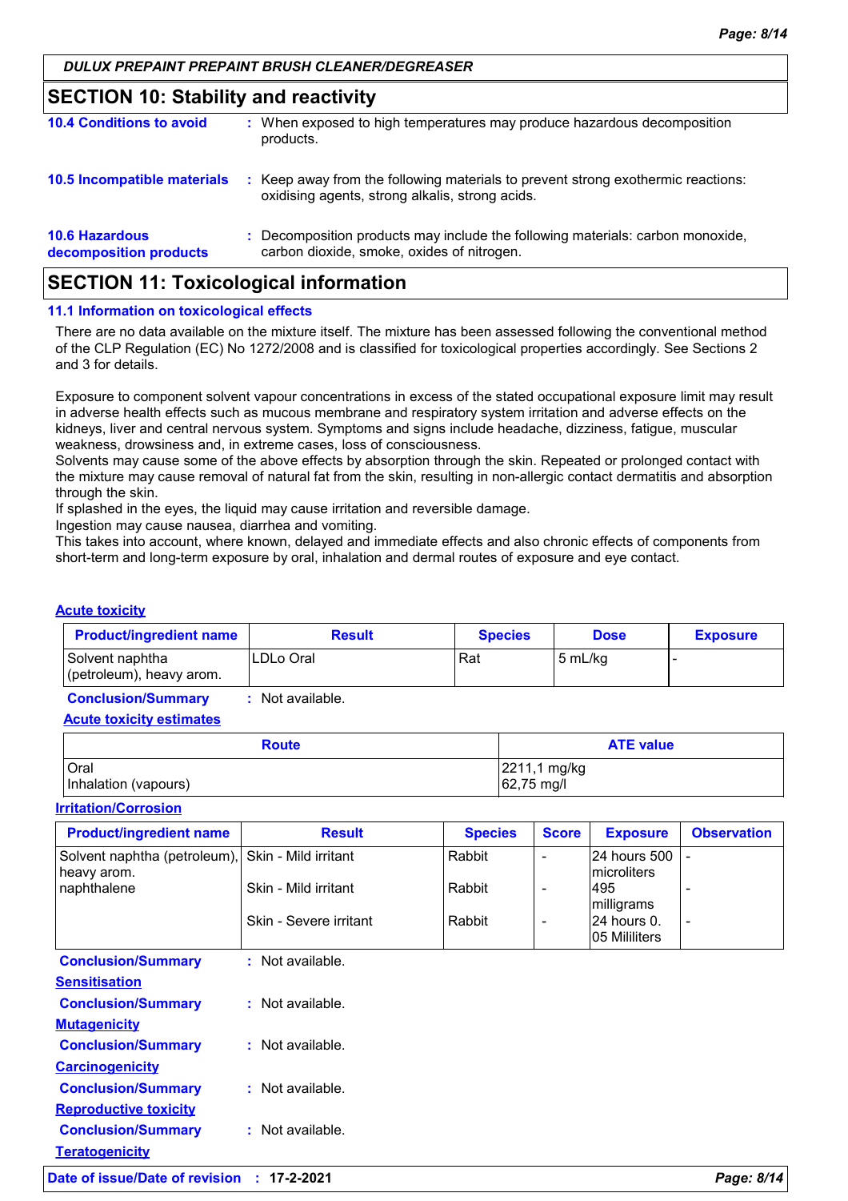*DULUX PREPAINT PREPAINT BRUSH CLEANER/DEGREASER*

## SECTION 10: Stability and reactivity

**10.4 Conditions to avoid** : When exposed to high temperatures may produce hazardous decomposition products.

**10.5 Incompatible materials** : Keep away from the following materials to prevent strong exothermic reactions: oxidising agents, strong alkalis, strong acids.

**10.6 Hazardous decomposition products** : Decomposition products may include the following materials: carbon monoxide, carbon dioxide, smoke, oxides of nitrogen.

## SECTION 11: Toxicological information

### 11.1 Information on toxicological effects

There are no data available on the mixture itself. The mixture has been assessed following the conventional method of the CLP Regulation (EC) No 1272/2008 and is classified for toxicological properties accordingly. See Sections 2 and 3 for details.

Exposure to component solvent vapour concentrations in excess of the stated occupational exposure limit may result in adverse health effects such as mucous membrane and respiratory system irritation and adverse effects on the kidneys, liver and central nervous system. Symptoms and signs include headache, dizziness, fatigue, muscular weakness, drowsiness and, in extreme cases, loss of consciousness.
Solvents may cause some of the above effects by absorption through the skin. Repeated or prolonged contact with the mixture may cause removal of natural fat from the skin, resulting in non-allergic contact dermatitis and absorption through the skin.
If splashed in the eyes, the liquid may cause irritation and reversible damage.
Ingestion may cause nausea, diarrhea and vomiting.
This takes into account, where known, delayed and immediate effects and also chronic effects of components from short-term and long-term exposure by oral, inhalation and dermal routes of exposure and eye contact.

**Acute toxicity**

| Product/ingredient name | Result | Species | Dose | Exposure |
|---|---|---|---|---|
| Solvent naphtha (petroleum), heavy arom. | LDLo Oral | Rat | 5 mL/kg | - |

**Conclusion/Summary** : Not available.

**Acute toxicity estimates**

| Route | ATE value |
|---|---|
| Oral | 2211,1 mg/kg |
| Inhalation (vapours) | 62,75 mg/l |

**Irritation/Corrosion**

| Product/ingredient name | Result | Species | Score | Exposure | Observation |
|---|---|---|---|---|---|
| Solvent naphtha (petroleum), heavy arom. | Skin - Mild irritant | Rabbit | - | 24 hours 500 microliters | - |
| naphthalene | Skin - Mild irritant | Rabbit | - | 495 milligrams | - |
| | Skin - Severe irritant | Rabbit | - | 24 hours 0.05 Mililiters | - |

**Conclusion/Summary** : Not available.

**Sensitisation**

**Conclusion/Summary** : Not available.

**Mutagenicity**

**Conclusion/Summary** : Not available.

**Carcinogenicity**

**Conclusion/Summary** : Not available.

**Reproductive toxicity**

**Conclusion/Summary** : Not available.

**Teratogenicity**

**Date of issue/Date of revision** : **17-2-2021**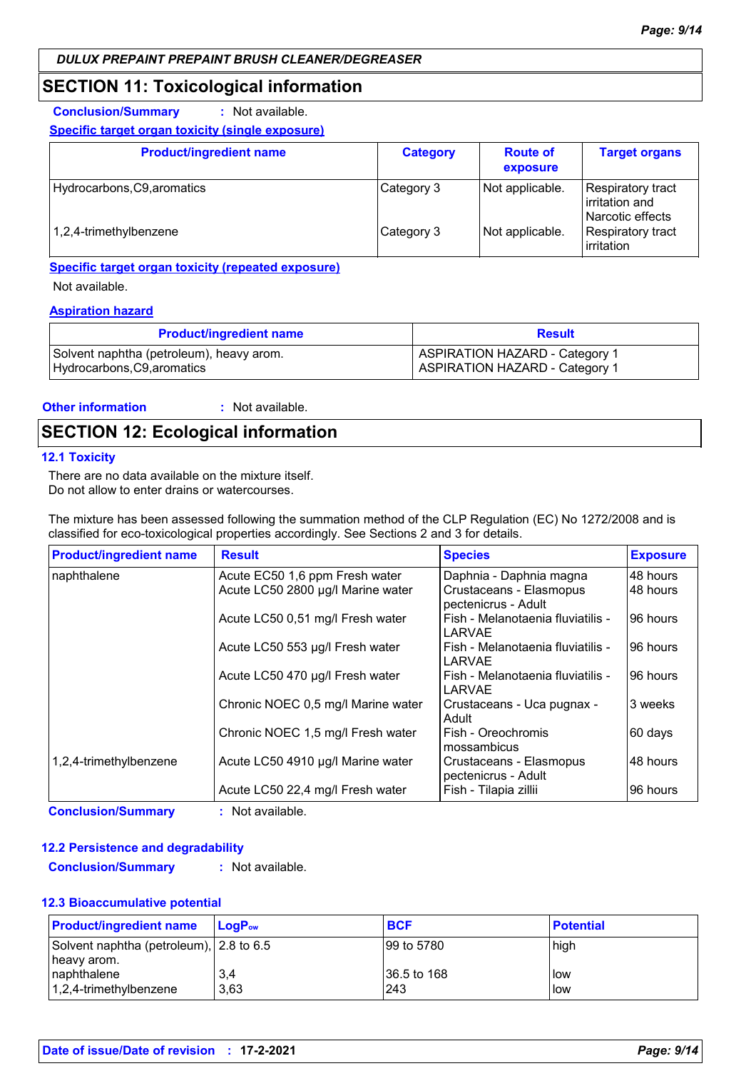**DULUX PREPAINT PREPAINT BRUSH CLEANER/DEGREASER**

## SECTION 11: Toxicological information

**Conclusion/Summary** : Not available.

**Specific target organ toxicity (single exposure)**

| Product/ingredient name | Category | Route of exposure | Target organs |
|---|---|---|---|
| Hydrocarbons,C9,aromatics | Category 3 | Not applicable. | Respiratory tract irritation and Narcotic effects |
| 1,2,4-trimethylbenzene | Category 3 | Not applicable. | Respiratory tract irritation |

**Specific target organ toxicity (repeated exposure)**

Not available.

**Aspiration hazard**

| Product/ingredient name | Result |
|---|---|
| Solvent naphtha (petroleum), heavy arom. | ASPIRATION HAZARD - Category 1 |
| Hydrocarbons,C9,aromatics | ASPIRATION HAZARD - Category 1 |

**Other information** : Not available.

## SECTION 12: Ecological information

### 12.1 Toxicity

There are no data available on the mixture itself.
Do not allow to enter drains or watercourses.

The mixture has been assessed following the summation method of the CLP Regulation (EC) No 1272/2008 and is classified for eco-toxicological properties accordingly. See Sections 2 and 3 for details.

| Product/ingredient name | Result | Species | Exposure |
|---|---|---|---|
| naphthalene | Acute EC50 1,6 ppm Fresh water | Daphnia - Daphnia magna | 48 hours |
| | Acute LC50 2800 µg/l Marine water | Crustaceans - Elasmopus pectenicrus - Adult | 48 hours |
| | Acute LC50 0,51 mg/l Fresh water | Fish - Melanotaenia fluviatilis - LARVAE | 96 hours |
| | Acute LC50 553 µg/l Fresh water | Fish - Melanotaenia fluviatilis - LARVAE | 96 hours |
| | Acute LC50 470 µg/l Fresh water | Fish - Melanotaenia fluviatilis - LARVAE | 96 hours |
| | Chronic NOEC 0,5 mg/l Marine water | Crustaceans - Uca pugnax - Adult | 3 weeks |
| | Chronic NOEC 1,5 mg/l Fresh water | Fish - Oreochromis mossambicus | 60 days |
| 1,2,4-trimethylbenzene | Acute LC50 4910 µg/l Marine water | Crustaceans - Elasmopus pectenicrus - Adult | 48 hours |
| | Acute LC50 22,4 mg/l Fresh water | Fish - Tilapia zillii | 96 hours |

**Conclusion/Summary** : Not available.

### 12.2 Persistence and degradability

**Conclusion/Summary** : Not available.

### 12.3 Bioaccumulative potential

| Product/ingredient name | $LogP_{ow}$ | BCF | Potential |
|---|---|---|---|
| Solvent naphtha (petroleum), heavy arom. | 2.8 to 6.5 | 99 to 5780 | high |
| naphthalene | 3,4 | 36.5 to 168 | low |
| 1,2,4-trimethylbenzene | 3,63 | 243 | low |

**Date of issue/Date of revision** : **17-2-2021**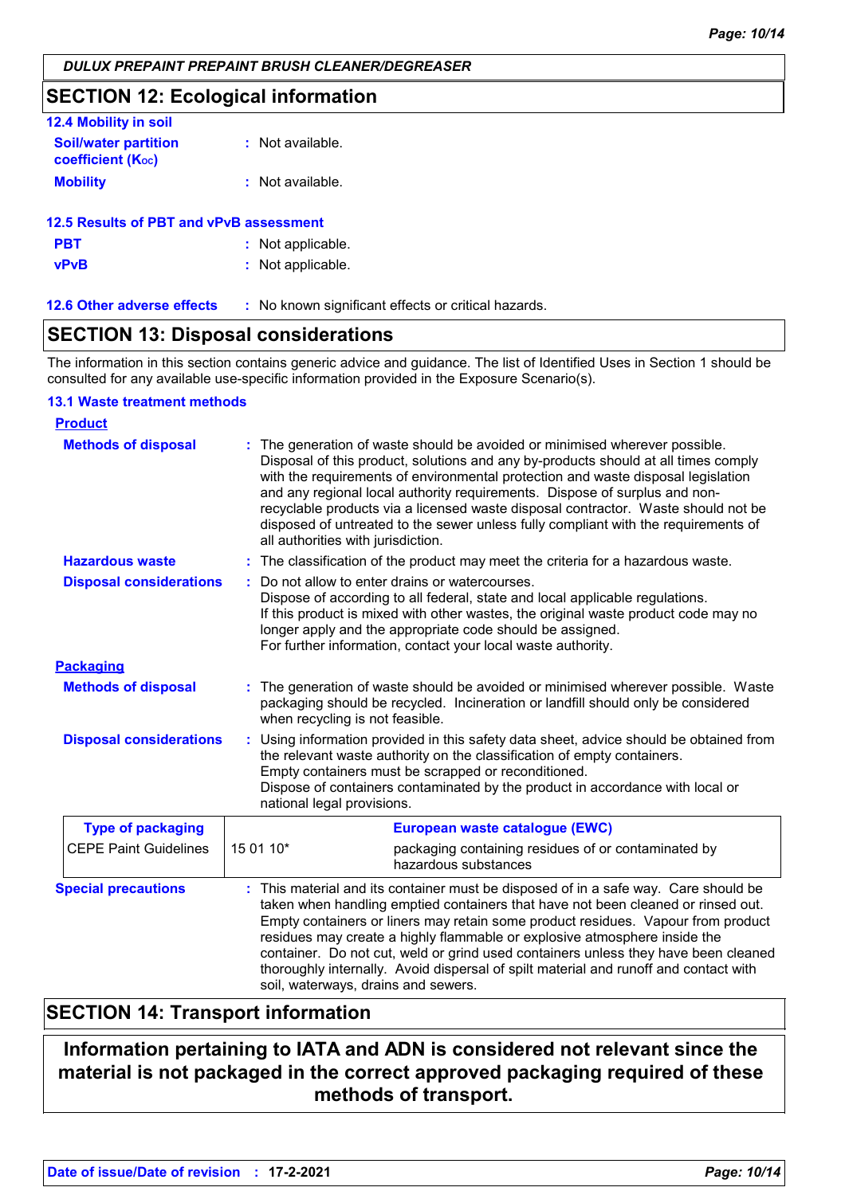**DULUX PREPAINT PREPAINT BRUSH CLEANER/DEGREASER**

## SECTION 12: Ecological information

### 12.4 Mobility in soil

**Soil/water partition coefficient ($K_{OC}$)** : Not available.

**Mobility** : Not available.

### 12.5 Results of PBT and vPvB assessment

**PBT** : Not applicable.

**vPvB** : Not applicable.

### 12.6 Other adverse effects

: No known significant effects or critical hazards.

## SECTION 13: Disposal considerations

The information in this section contains generic advice and guidance. The list of Identified Uses in Section 1 should be consulted for any available use-specific information provided in the Exposure Scenario(s).

### 13.1 Waste treatment methods

**Product**

**Methods of disposal** : The generation of waste should be avoided or minimised wherever possible. Disposal of this product, solutions and any by-products should at all times comply with the requirements of environmental protection and waste disposal legislation and any regional local authority requirements. Dispose of surplus and non-recyclable products via a licensed waste disposal contractor. Waste should not be disposed of untreated to the sewer unless fully compliant with the requirements of all authorities with jurisdiction.

**Hazardous waste** : The classification of the product may meet the criteria for a hazardous waste.

**Disposal considerations** : Do not allow to enter drains or watercourses.
Dispose of according to all federal, state and local applicable regulations.
If this product is mixed with other wastes, the original waste product code may no longer apply and the appropriate code should be assigned.
For further information, contact your local waste authority.

**Packaging**

**Methods of disposal** : The generation of waste should be avoided or minimised wherever possible. Waste packaging should be recycled. Incineration or landfill should only be considered when recycling is not feasible.

**Disposal considerations** : Using information provided in this safety data sheet, advice should be obtained from the relevant waste authority on the classification of empty containers.
Empty containers must be scrapped or reconditioned.
Dispose of containers contaminated by the product in accordance with local or national legal provisions.

| Type of packaging | European waste catalogue (EWC) | |
|---|---|---|
| CEPE Paint Guidelines | 15 01 10* | packaging containing residues of or contaminated by hazardous substances |

**Special precautions** : This material and its container must be disposed of in a safe way. Care should be taken when handling emptied containers that have not been cleaned or rinsed out. Empty containers or liners may retain some product residues. Vapour from product residues may create a highly flammable or explosive atmosphere inside the container. Do not cut, weld or grind used containers unless they have been cleaned thoroughly internally. Avoid dispersal of spilt material and runoff and contact with soil, waterways, drains and sewers.

## SECTION 14: Transport information

**Information pertaining to IATA and ADN is considered not relevant since the material is not packaged in the correct approved packaging required of these methods of transport.**

**Date of issue/Date of revision** : **17-2-2021**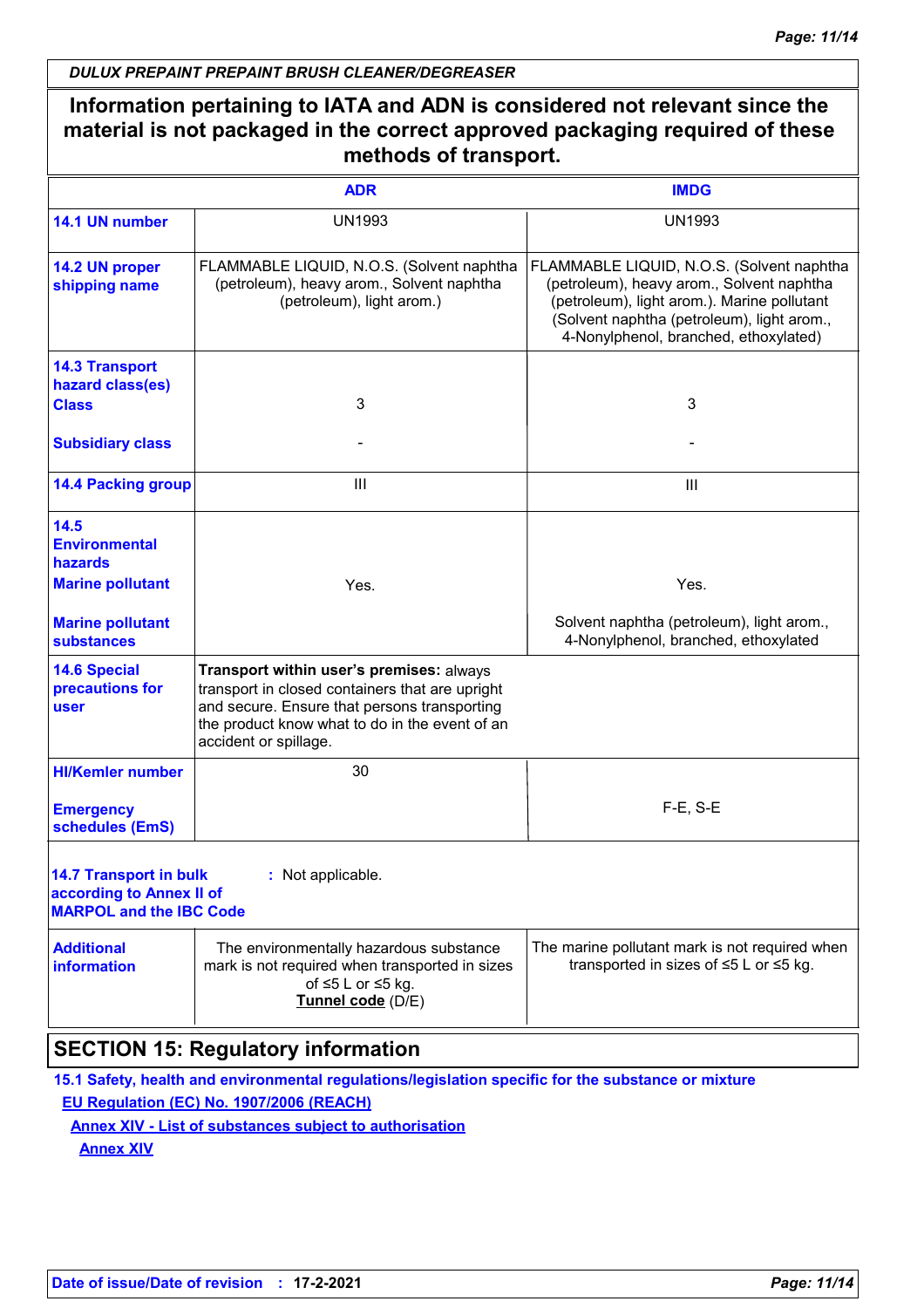DULUX PREPAINT PREPAINT BRUSH CLEANER/DEGREASER

**Information pertaining to IATA and ADN is considered not relevant since the material is not packaged in the correct approved packaging required of these methods of transport.**

| | ADR | IMDG |
|---|---|---|
| **14.1 UN number** | UN1993 | UN1993 |
| **14.2 UN proper shipping name** | FLAMMABLE LIQUID, N.O.S. (Solvent naphtha (petroleum), heavy arom., Solvent naphtha (petroleum), light arom.) | FLAMMABLE LIQUID, N.O.S. (Solvent naphtha (petroleum), heavy arom., Solvent naphtha (petroleum), light arom.). Marine pollutant (Solvent naphtha (petroleum), light arom., 4-Nonylphenol, branched, ethoxylated) |
| **14.3 Transport hazard class(es)** Class | 3 | 3 |
| Subsidiary class | - | - |
| **14.4 Packing group** | III | III |
| **14.5 Environmental hazards** Marine pollutant | Yes. | Yes. |
| Marine pollutant substances | | Solvent naphtha (petroleum), light arom., 4-Nonylphenol, branched, ethoxylated |
| **14.6 Special precautions for user** | **Transport within user's premises:** always transport in closed containers that are upright and secure. Ensure that persons transporting the product know what to do in the event of an accident or spillage. | |
| HI/Kemler number | 30 | |
| Emergency schedules (EmS) | | F-E, S-E |
| **14.7 Transport in bulk according to Annex II of MARPOL and the IBC Code** | : Not applicable. | |
| **Additional information** | The environmentally hazardous substance mark is not required when transported in sizes of ≤5 L or ≤5 kg. **Tunnel code** (D/E) | The marine pollutant mark is not required when transported in sizes of ≤5 L or ≤5 kg. |

## SECTION 15: Regulatory information

**15.1 Safety, health and environmental regulations/legislation specific for the substance or mixture**

EU Regulation (EC) No. 1907/2006 (REACH)

Annex XIV - List of substances subject to authorisation

Annex XIV

Date of issue/Date of revision : 17-2-2021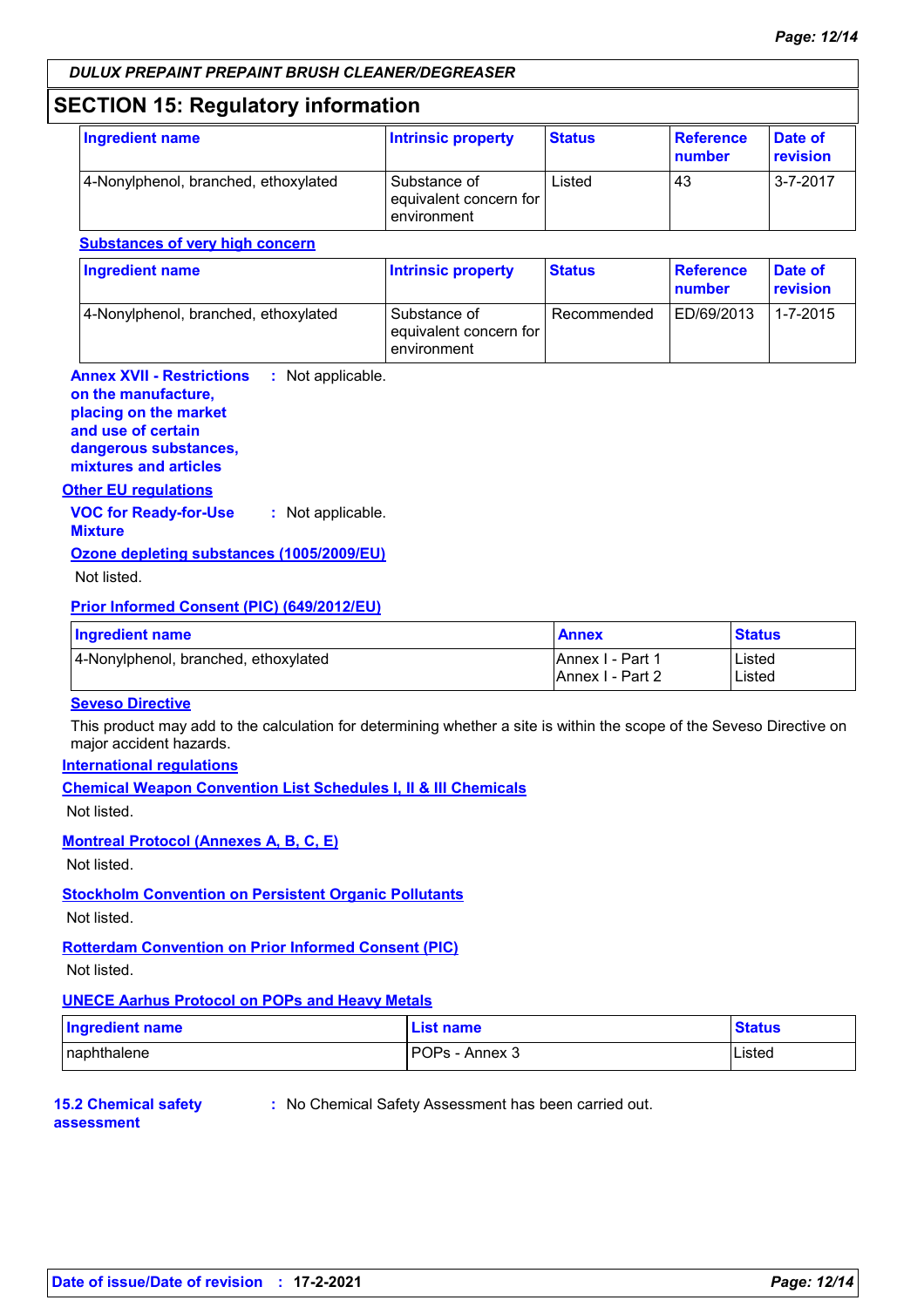**DULUX PREPAINT PREPAINT BRUSH CLEANER/DEGREASER**

## SECTION 15: Regulatory information

| Ingredient name | Intrinsic property | Status | Reference number | Date of revision |
| --- | --- | --- | --- | --- |
| 4-Nonylphenol, branched, ethoxylated | Substance of equivalent concern for environment | Listed | 43 | 3-7-2017 |

**Substances of very high concern**

| Ingredient name | Intrinsic property | Status | Reference number | Date of revision |
| --- | --- | --- | --- | --- |
| 4-Nonylphenol, branched, ethoxylated | Substance of equivalent concern for environment | Recommended | ED/69/2013 | 1-7-2015 |

**Annex XVII - Restrictions on the manufacture, placing on the market and use of certain dangerous substances, mixtures and articles** : Not applicable.

**Other EU regulations**

**VOC for Ready-for-Use Mixture** : Not applicable.

**Ozone depleting substances (1005/2009/EU)**

Not listed.

**Prior Informed Consent (PIC) (649/2012/EU)**

| Ingredient name | Annex | Status |
| --- | --- | --- |
| 4-Nonylphenol, branched, ethoxylated | Annex I - Part 1<br>Annex I - Part 2 | Listed<br>Listed |

**Seveso Directive**

This product may add to the calculation for determining whether a site is within the scope of the Seveso Directive on major accident hazards.

**International regulations**

**Chemical Weapon Convention List Schedules I, II & III Chemicals**

Not listed.

**Montreal Protocol (Annexes A, B, C, E)**

Not listed.

**Stockholm Convention on Persistent Organic Pollutants**

Not listed.

**Rotterdam Convention on Prior Informed Consent (PIC)**

Not listed.

**UNECE Aarhus Protocol on POPs and Heavy Metals**

| Ingredient name | List name | Status |
| --- | --- | --- |
| naphthalene | POPs - Annex 3 | Listed |

**15.2 Chemical safety assessment** : No Chemical Safety Assessment has been carried out.

**Date of issue/Date of revision** : **17-2-2021**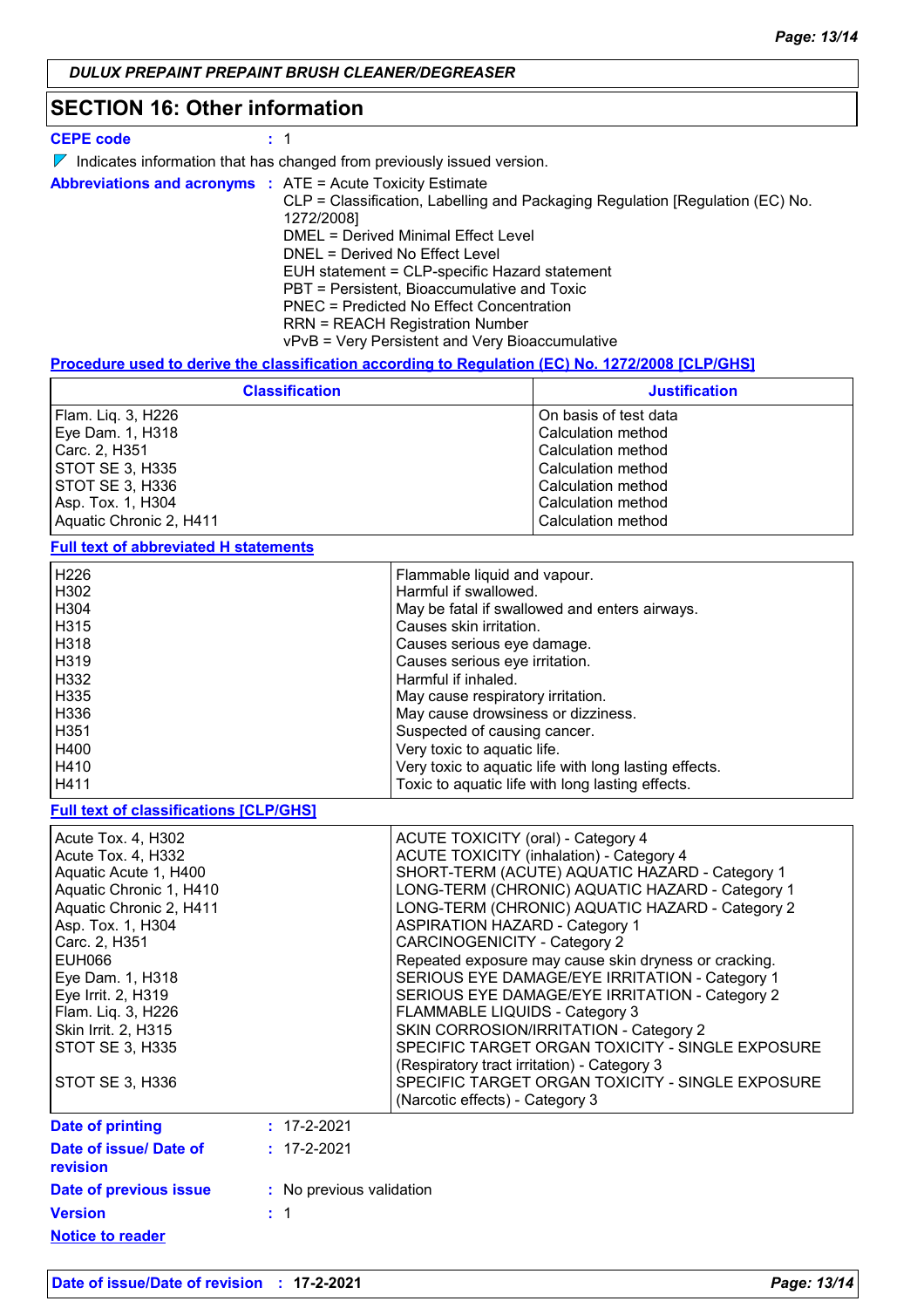## SECTION 16: Other information

**CEPE code** : 1

Indicates information that has changed from previously issued version.

**Abbreviations and acronyms** : ATE = Acute Toxicity Estimate
CLP = Classification, Labelling and Packaging Regulation [Regulation (EC) No. 1272/2008]
DMEL = Derived Minimal Effect Level
DNEL = Derived No Effect Level
EUH statement = CLP-specific Hazard statement
PBT = Persistent, Bioaccumulative and Toxic
PNEC = Predicted No Effect Concentration
RRN = REACH Registration Number
vPvB = Very Persistent and Very Bioaccumulative

**Procedure used to derive the classification according to Regulation (EC) No. 1272/2008 [CLP/GHS]**

| Classification | Justification |
|---|---|
| Flam. Liq. 3, H226 | On basis of test data |
| Eye Dam. 1, H318 | Calculation method |
| Carc. 2, H351 | Calculation method |
| STOT SE 3, H335 | Calculation method |
| STOT SE 3, H336 | Calculation method |
| Asp. Tox. 1, H304 | Calculation method |
| Aquatic Chronic 2, H411 | Calculation method |

**Full text of abbreviated H statements**

| | |
|---|---|
| H226 | Flammable liquid and vapour. |
| H302 | Harmful if swallowed. |
| H304 | May be fatal if swallowed and enters airways. |
| H315 | Causes skin irritation. |
| H318 | Causes serious eye damage. |
| H319 | Causes serious eye irritation. |
| H332 | Harmful if inhaled. |
| H335 | May cause respiratory irritation. |
| H336 | May cause drowsiness or dizziness. |
| H351 | Suspected of causing cancer. |
| H400 | Very toxic to aquatic life. |
| H410 | Very toxic to aquatic life with long lasting effects. |
| H411 | Toxic to aquatic life with long lasting effects. |

**Full text of classifications [CLP/GHS]**

| | |
|---|---|
| Acute Tox. 4, H302 | ACUTE TOXICITY (oral) - Category 4 |
| Acute Tox. 4, H332 | ACUTE TOXICITY (inhalation) - Category 4 |
| Aquatic Acute 1, H400 | SHORT-TERM (ACUTE) AQUATIC HAZARD - Category 1 |
| Aquatic Chronic 1, H410 | LONG-TERM (CHRONIC) AQUATIC HAZARD - Category 1 |
| Aquatic Chronic 2, H411 | LONG-TERM (CHRONIC) AQUATIC HAZARD - Category 2 |
| Asp. Tox. 1, H304 | ASPIRATION HAZARD - Category 1 |
| Carc. 2, H351 | CARCINOGENICITY - Category 2 |
| EUH066 | Repeated exposure may cause skin dryness or cracking. |
| Eye Dam. 1, H318 | SERIOUS EYE DAMAGE/EYE IRRITATION - Category 1 |
| Eye Irrit. 2, H319 | SERIOUS EYE DAMAGE/EYE IRRITATION - Category 2 |
| Flam. Liq. 3, H226 | FLAMMABLE LIQUIDS - Category 3 |
| Skin Irrit. 2, H315 | SKIN CORROSION/IRRITATION - Category 2 |
| STOT SE 3, H335 | SPECIFIC TARGET ORGAN TOXICITY - SINGLE EXPOSURE (Respiratory tract irritation) - Category 3 |
| STOT SE 3, H336 | SPECIFIC TARGET ORGAN TOXICITY - SINGLE EXPOSURE (Narcotic effects) - Category 3 |

**Date of printing** : 17-2-2021

**Date of issue/ Date of revision** : 17-2-2021

**Date of previous issue** : No previous validation

**Version** : 1

**Notice to reader**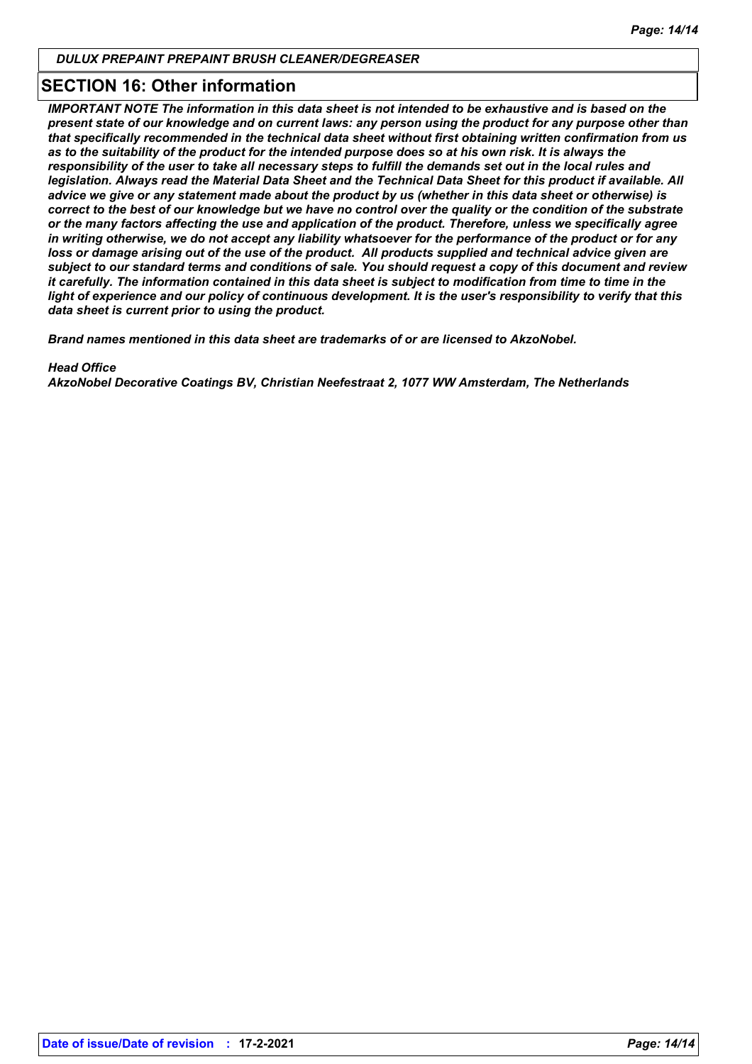## SECTION 16: Other information

***IMPORTANT NOTE The information in this data sheet is not intended to be exhaustive and is based on the present state of our knowledge and on current laws: any person using the product for any purpose other than that specifically recommended in the technical data sheet without first obtaining written confirmation from us as to the suitability of the product for the intended purpose does so at his own risk. It is always the responsibility of the user to take all necessary steps to fulfill the demands set out in the local rules and legislation. Always read the Material Data Sheet and the Technical Data Sheet for this product if available. All advice we give or any statement made about the product by us (whether in this data sheet or otherwise) is correct to the best of our knowledge but we have no control over the quality or the condition of the substrate or the many factors affecting the use and application of the product. Therefore, unless we specifically agree in writing otherwise, we do not accept any liability whatsoever for the performance of the product or for any loss or damage arising out of the use of the product. All products supplied and technical advice given are subject to our standard terms and conditions of sale. You should request a copy of this document and review it carefully. The information contained in this data sheet is subject to modification from time to time in the light of experience and our policy of continuous development. It is the user's responsibility to verify that this data sheet is current prior to using the product.***

***Brand names mentioned in this data sheet are trademarks of or are licensed to AkzoNobel.***

***Head Office***
***AkzoNobel Decorative Coatings BV, Christian Neefestraat 2, 1077 WW Amsterdam, The Netherlands***

**Date of issue/Date of revision : 17-2-2021**